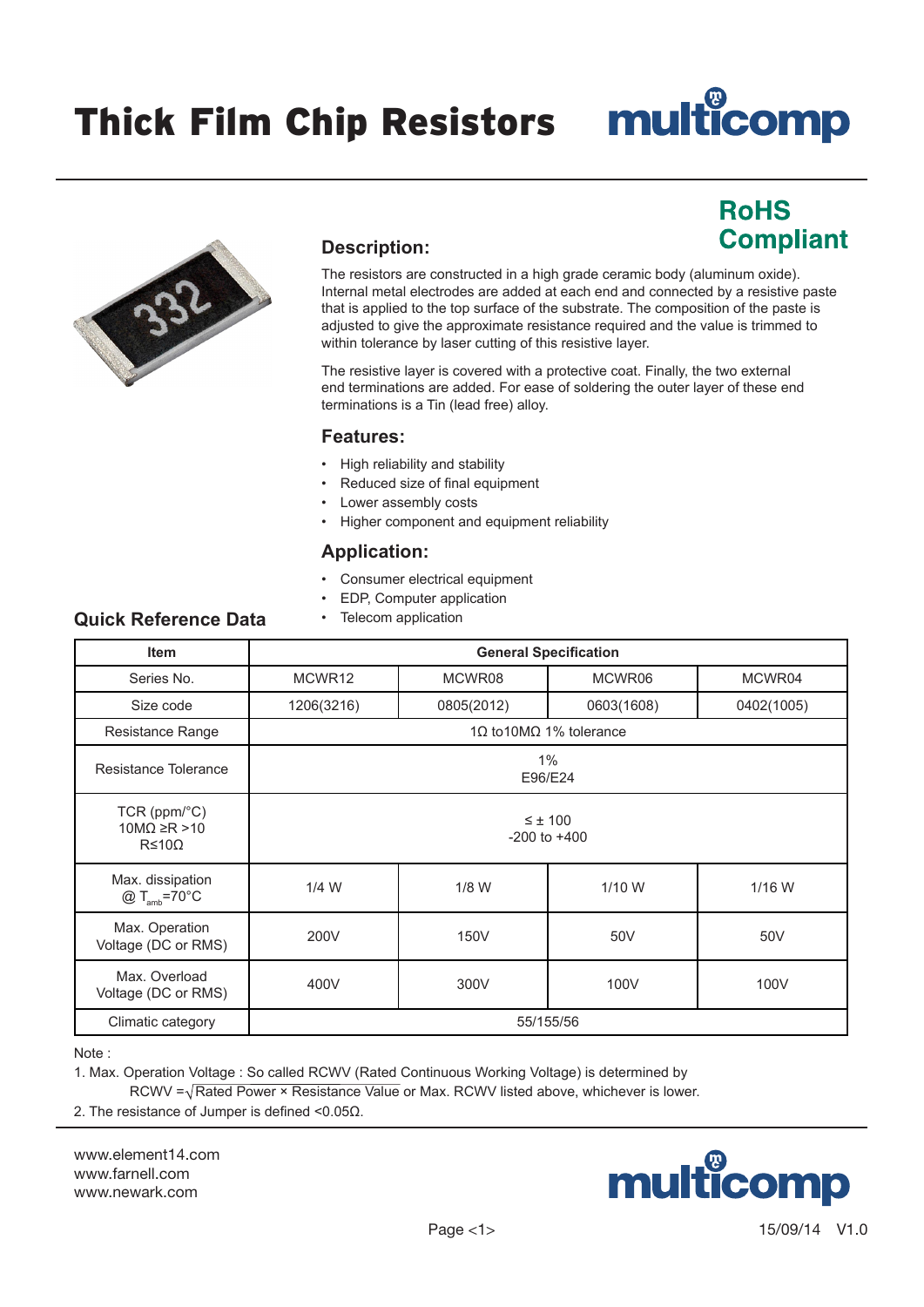# Thick Film Chip Resistors

**RoHS Compliant**

## Description:

The resistors are constructed in a high grade ceramic body (aluminum oxide). Internal metal electrodes are added at each end and connected by a resistive paste that is applied to the top surface of the substrate. The composition of the paste is adjusted to give the approximate resistance required and the value is trimmed to within tolerance by laser cutting of this resistive layer.

The resistive layer is covered with a protective coat. Finally, the two external end terminations are added. For ease of soldering the outer layer of these end terminations is a Tin (lead free) alloy.

## Features:

- High reliability and stability
- Reduced size of final equipment
- Lower assembly costs
- Higher component and equipment reliability

## Application:

- Consumer electrical equipment
- EDP, Computer application
- Telecom application

## Quick Reference Data

| Item | General Specification | | | |
|---|---|---|---|---|
| Series No. | MCWR12 | MCWR08 | MCWR06 | MCWR04 |
| Size code | 1206(3216) | 0805(2012) | 0603(1608) | 0402(1005) |
| Resistance Range | 1Ω to10MΩ 1% tolerance | | | |
| Resistance Tolerance | 1%<br>E96/E24 | | | |
| TCR (ppm/°C)<br>10MΩ ≥R >10<br>R≤10Ω | ≤ ± 100<br>-200 to +400 | | | |
| Max. dissipation<br>@ $T_{amb}$=70°C | 1/4 W | 1/8 W | 1/10 W | 1/16 W |
| Max. Operation Voltage (DC or RMS) | 200V | 150V | 50V | 50V |
| Max. Overload Voltage (DC or RMS) | 400V | 300V | 100V | 100V |
| Climatic category | 55/155/56 | | | |

Note :

1. Max. Operation Voltage : So called RCWV (Rated Continuous Working Voltage) is determined by RCWV $=\sqrt{\text{Rated Power} \times \text{Resistance Value}}$ or Max. RCWV listed above, whichever is lower.
2. The resistance of Jumper is defined <0.05Ω.

www.element14.com
www.farnell.com
www.newark.com

15/09/14 V1.0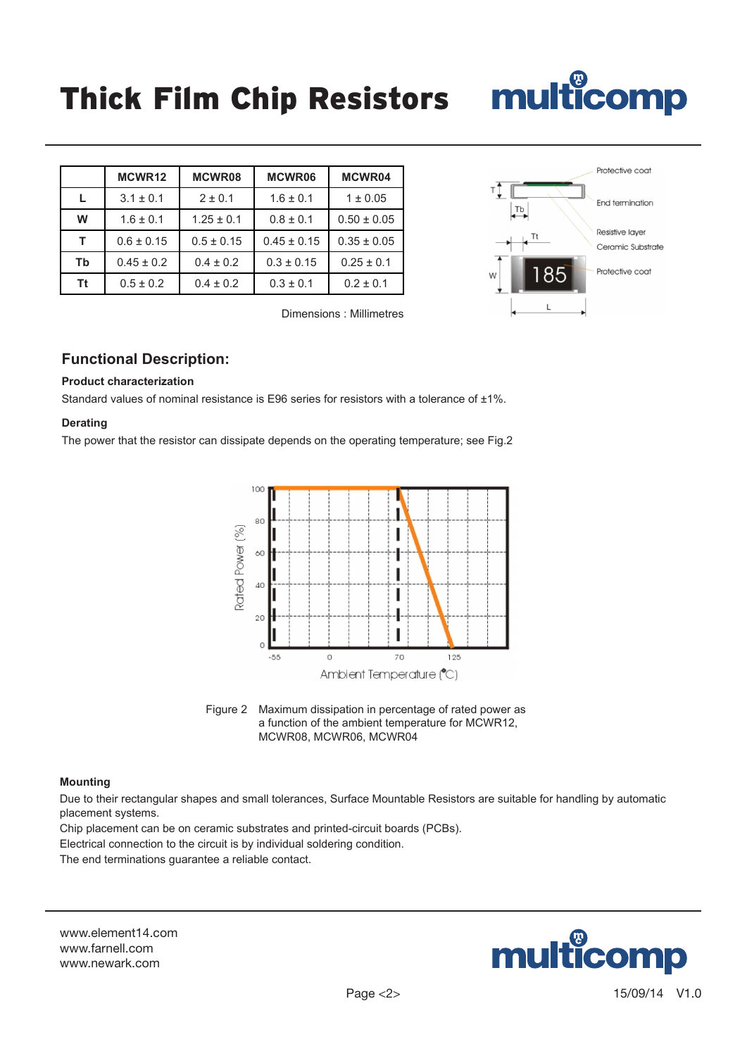# Thick Film Chip Resistors

| | MCWR12 | MCWR08 | MCWR06 | MCWR04 |
|---|---|---|---|---|
| L | 3.1 ± 0.1 | 2 ± 0.1 | 1.6 ± 0.1 | 1 ± 0.05 |
| W | 1.6 ± 0.1 | 1.25 ± 0.1 | 0.8 ± 0.1 | 0.50 ± 0.05 |
| T | 0.6 ± 0.15 | 0.5 ± 0.15 | 0.45 ± 0.15 | 0.35 ± 0.05 |
| Tb | 0.45 ± 0.2 | 0.4 ± 0.2 | 0.3 ± 0.15 | 0.25 ± 0.1 |
| Tt | 0.5 ± 0.2 | 0.4 ± 0.2 | 0.3 ± 0.1 | 0.2 ± 0.1 |

Dimensions : Millimetres

## Functional Description:

**Product characterization**

Standard values of nominal resistance is E96 series for resistors with a tolerance of ±1%.

**Derating**

The power that the resistor can dissipate depends on the operating temperature; see Fig.2

Figure 2 Maximum dissipation in percentage of rated power as a function of the ambient temperature for MCWR12, MCWR08, MCWR06, MCWR04

**Mounting**

Due to their rectangular shapes and small tolerances, Surface Mountable Resistors are suitable for handling by automatic placement systems.

Chip placement can be on ceramic substrates and printed-circuit boards (PCBs).

Electrical connection to the circuit is by individual soldering condition.

The end terminations guarantee a reliable contact.

www.element14.com
www.farnell.com
www.newark.com

15/09/14 V1.0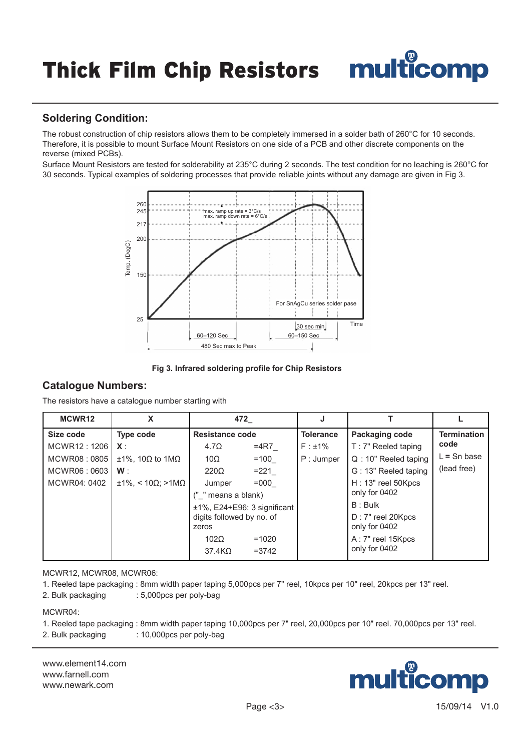## Soldering Condition:

The robust construction of chip resistors allows them to be completely immersed in a solder bath of 260°C for 10 seconds. Therefore, it is possible to mount Surface Mount Resistors on one side of a PCB and other discrete components on the reverse (mixed PCBs).

Surface Mount Resistors are tested for solderability at 235°C during 2 seconds. The test condition for no leaching is 260°C for 30 seconds. Typical examples of soldering processes that provide reliable joints without any damage are given in Fig 3.

Fig 3. Infrared soldering profile for Chip Resistors

## Catalogue Numbers:

The resistors have a catalogue number starting with

| MCWR12 | X | 472_ | | J | T | L |
|---|---|---|---|---|---|---|
| **Size code** | **Type code** | **Resistance code** | | **Tolerance** | **Packaging code** | **Termination code** |
| MCWR12 : 1206 | **X** : | 4.7Ω | =4R7_ | F : ±1% | T : 7" Reeled taping | L = Sn base |
| MCWR08 : 0805 | ±1%, 10Ω to 1MΩ | 10Ω | =100_ | P : Jumper | Q : 10" Reeled taping | (lead free) |
| MCWR06 : 0603 | **W** : | 220Ω | =221_ | | G : 13" Reeled taping | |
| MCWR04: 0402 | ±1%, < 10Ω; >1MΩ | Jumper | =000_ | | H : 13" reel 50Kpcs only for 0402 | |
| | | ("_" means a blank) | | | B : Bulk | |
| | | ±1%, E24+E96: 3 significant digits followed by no. of zeros | | | D : 7" reel 20Kpcs only for 0402 | |
| | | 102Ω | =1020 | | A : 7" reel 15Kpcs only for 0402 | |
| | | 37.4KΩ | =3742 | | | |

MCWR12, MCWR08, MCWR06:

1. Reeled tape packaging : 8mm width paper taping 5,000pcs per 7" reel, 10kpcs per 10" reel, 20kpcs per 13" reel.
2. Bulk packaging : 5,000pcs per poly-bag

MCWR04:

1. Reeled tape packaging : 8mm width paper taping 10,000pcs per 7" reel, 20,000pcs per 10" reel. 70,000pcs per 13" reel.
2. Bulk packaging : 10,000pcs per poly-bag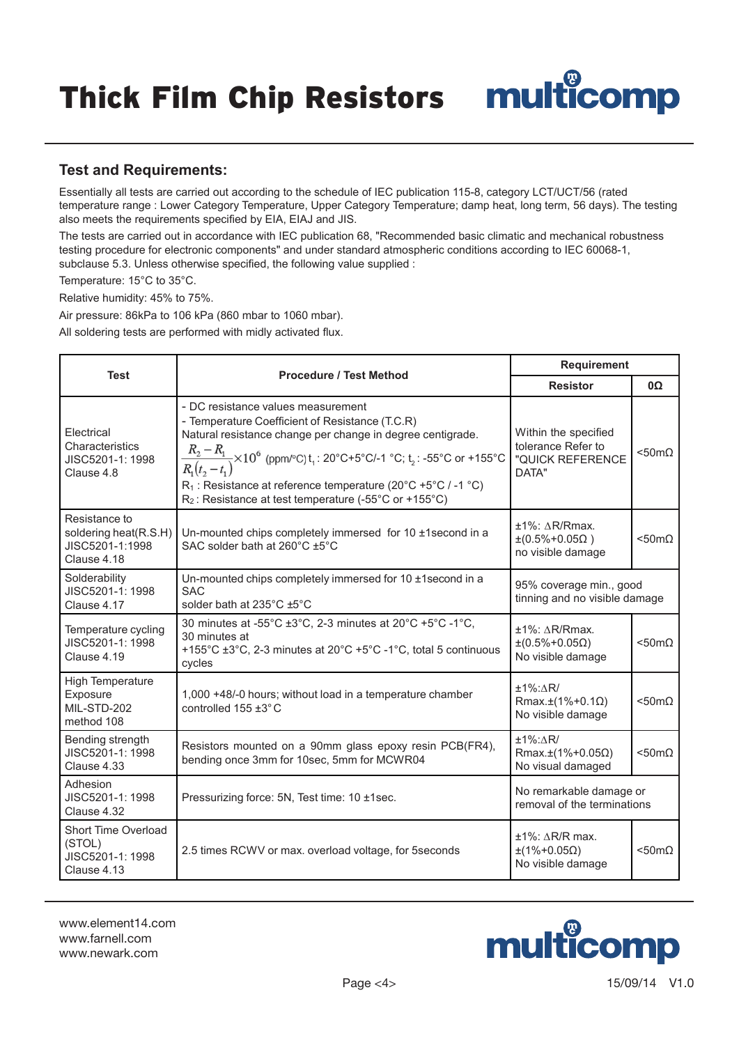## Test and Requirements:

Essentially all tests are carried out according to the schedule of IEC publication 115-8, category LCT/UCT/56 (rated temperature range : Lower Category Temperature, Upper Category Temperature; damp heat, long term, 56 days). The testing also meets the requirements specified by EIA, EIAJ and JIS.

The tests are carried out in accordance with IEC publication 68, "Recommended basic climatic and mechanical robustness testing procedure for electronic components" and under standard atmospheric conditions according to IEC 60068-1, subclause 5.3. Unless otherwise specified, the following value supplied :

Temperature: 15°C to 35°C.

Relative humidity: 45% to 75%.

Air pressure: 86kPa to 106 kPa (860 mbar to 1060 mbar).

All soldering tests are performed with midly activated flux.

| Test | Procedure / Test Method | Requirement | |
|---|---|---|---|
| | | Resistor | 0Ω |
| Electrical Characteristics JISC5201-1: 1998 Clause 4.8 | - DC resistance values measurement<br>- Temperature Coefficient of Resistance (T.C.R)<br>Natural resistance change per change in degree centigrade.<br>$\frac{R_2 - R_1}{R_1(t_2 - t_1)} \times 10^6$ (ppm/°C) $t_1$ : 20°C+5°C/-1 °C; $t_2$ : -55°C or +155°C<br>$R_1$ : Resistance at reference temperature (20°C +5°C / -1 °C)<br>$R_2$ : Resistance at test temperature (-55°C or +155°C) | Within the specified tolerance Refer to "QUICK REFERENCE DATA" | <50mΩ |
| Resistance to soldering heat(R.S.H) JISC5201-1:1998 Clause 4.18 | Un-mounted chips completely immersed for 10 ±1second in a SAC solder bath at 260°C ±5°C | ±1%: ΔR/Rmax. ±(0.5%+0.05Ω )<br>no visible damage | <50mΩ |
| Solderability JISC5201-1: 1998 Clause 4.17 | Un-mounted chips completely immersed for 10 ±1second in a SAC<br>solder bath at 235°C ±5°C | 95% coverage min., good tinning and no visible damage | |
| Temperature cycling JISC5201-1: 1998 Clause 4.19 | 30 minutes at -55°C ±3°C, 2-3 minutes at 20°C +5°C -1°C, 30 minutes at<br>+155°C ±3°C, 2-3 minutes at 20°C +5°C -1°C, total 5 continuous cycles | ±1%: ΔR/Rmax. ±(0.5%+0.05Ω)<br>No visible damage | <50mΩ |
| High Temperature Exposure MIL-STD-202 method 108 | 1,000 +48/-0 hours; without load in a temperature chamber controlled 155 ±3°C | ±1%:ΔR/ Rmax.±(1%+0.1Ω)<br>No visible damage | <50mΩ |
| Bending strength JISC5201-1: 1998 Clause 4.33 | Resistors mounted on a 90mm glass epoxy resin PCB(FR4), bending once 3mm for 10sec, 5mm for MCWR04 | ±1%:ΔR/ Rmax.±(1%+0.05Ω)<br>No visual damaged | <50mΩ |
| Adhesion JISC5201-1: 1998 Clause 4.32 | Pressurizing force: 5N, Test time: 10 ±1sec. | No remarkable damage or removal of the terminations | |
| Short Time Overload (STOL) JISC5201-1: 1998 Clause 4.13 | 2.5 times RCWV or max. overload voltage, for 5seconds | ±1%: ΔR/R max. ±(1%+0.05Ω)<br>No visible damage | <50mΩ |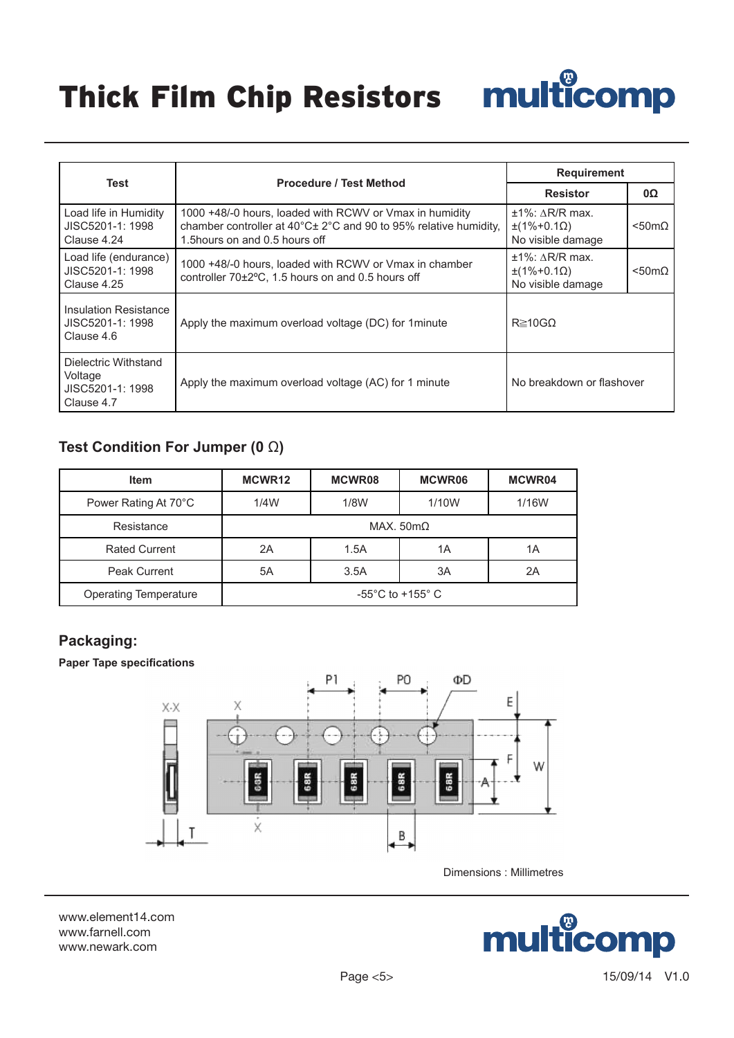# Thick Film Chip Resistors

| Test | Procedure / Test Method | Requirement | |
|---|---|---|---|
| | | Resistor | 0Ω |
| Load life in Humidity JISC5201-1: 1998 Clause 4.24 | 1000 +48/-0 hours, loaded with RCWV or Vmax in humidity chamber controller at 40°C± 2°C and 90 to 95% relative humidity, 1.5hours on and 0.5 hours off | ±1%: ΔR/R max. ±(1%+0.1Ω) No visible damage | <50mΩ |
| Load life (endurance) JISC5201-1: 1998 Clause 4.25 | 1000 +48/-0 hours, loaded with RCWV or Vmax in chamber controller 70±2ºC, 1.5 hours on and 0.5 hours off | ±1%: ΔR/R max. ±(1%+0.1Ω) No visible damage | <50mΩ |
| Insulation Resistance JISC5201-1: 1998 Clause 4.6 | Apply the maximum overload voltage (DC) for 1minute | R≧10GΩ | |
| Dielectric Withstand Voltage JISC5201-1: 1998 Clause 4.7 | Apply the maximum overload voltage (AC) for 1 minute | No breakdown or flashover | |

## Test Condition For Jumper (0 Ω)

| Item | MCWR12 | MCWR08 | MCWR06 | MCWR04 |
|---|---|---|---|---|
| Power Rating At 70°C | 1/4W | 1/8W | 1/10W | 1/16W |
| Resistance | MAX. 50mΩ | | | |
| Rated Current | 2A | 1.5A | 1A | 1A |
| Peak Current | 5A | 3.5A | 3A | 2A |
| Operating Temperature | -55°C to +155° C | | | |

## Packaging:

**Paper Tape specifications**

Dimensions : Millimetres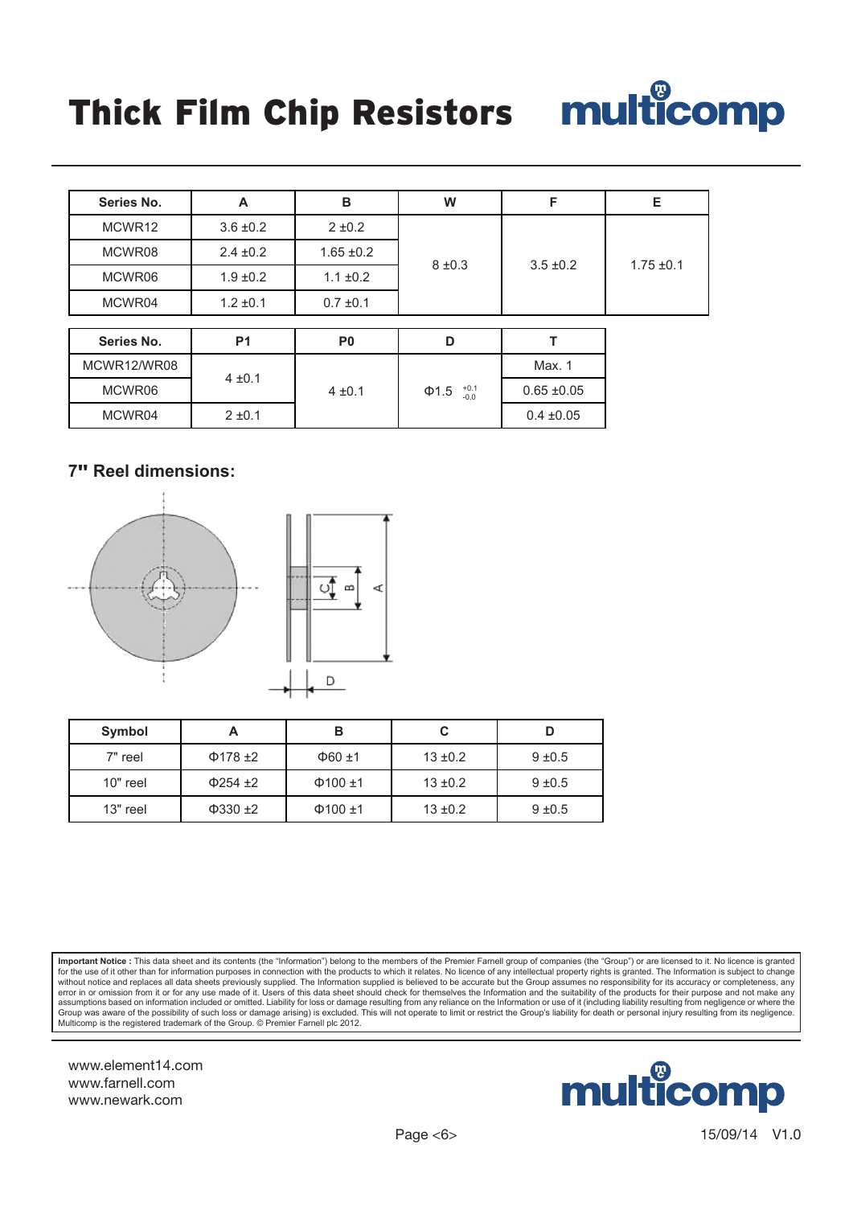# Thick Film Chip Resistors

| Series No. | A | B | W | F | E |
|---|---|---|---|---|---|
| MCWR12 | 3.6 ±0.2 | 2 ±0.2 | 8 ±0.3 | 3.5 ±0.2 | 1.75 ±0.1 |
| MCWR08 | 2.4 ±0.2 | 1.65 ±0.2 | | | |
| MCWR06 | 1.9 ±0.2 | 1.1 ±0.2 | | | |
| MCWR04 | 1.2 ±0.1 | 0.7 ±0.1 | | | |

| Series No. | P1 | P0 | D | T |
|---|---|---|---|---|
| MCWR12/WR08 | 4 ±0.1 | 4 ±0.1 | Φ1.5 $^{+0.1}_{-0.0}$ | Max. 1 |
| MCWR06 | | | | 0.65 ±0.05 |
| MCWR04 | 2 ±0.1 | | | 0.4 ±0.05 |

## 7" Reel dimensions:

C
B
A
D

| Symbol | A | B | C | D |
|---|---|---|---|---|
| 7" reel | Φ178 ±2 | Φ60 ±1 | 13 ±0.2 | 9 ±0.5 |
| 10" reel | Φ254 ±2 | Φ100 ±1 | 13 ±0.2 | 9 ±0.5 |
| 13" reel | Φ330 ±2 | Φ100 ±1 | 13 ±0.2 | 9 ±0.5 |

**Important Notice :** This data sheet and its contents (the "Information") belong to the members of the Premier Farnell group of companies (the "Group") or are licensed to it. No licence is granted for the use of it other than for information purposes in connection with the products to which it relates. No licence of any intellectual property rights is granted. The Information is subject to change without notice and replaces all data sheets previously supplied. The Information supplied is believed to be accurate but the Group assumes no responsibility for its accuracy or completeness, any error in or omission from it or for any use made of it. Users of this data sheet should check for themselves the Information and the suitability of the products for their purpose and not make any assumptions based on information included or omitted. Liability for loss or damage resulting from any reliance on the Information or use of it (including liability resulting from negligence or where the Group was aware of the possibility of such loss or damage arising) is excluded. This will not operate to limit or restrict the Group's liability for death or personal injury resulting from its negligence. Multicomp is the registered trademark of the Group. © Premier Farnell plc 2012.

www.element14.com
www.farnell.com
www.newark.com

15/09/14 V1.0